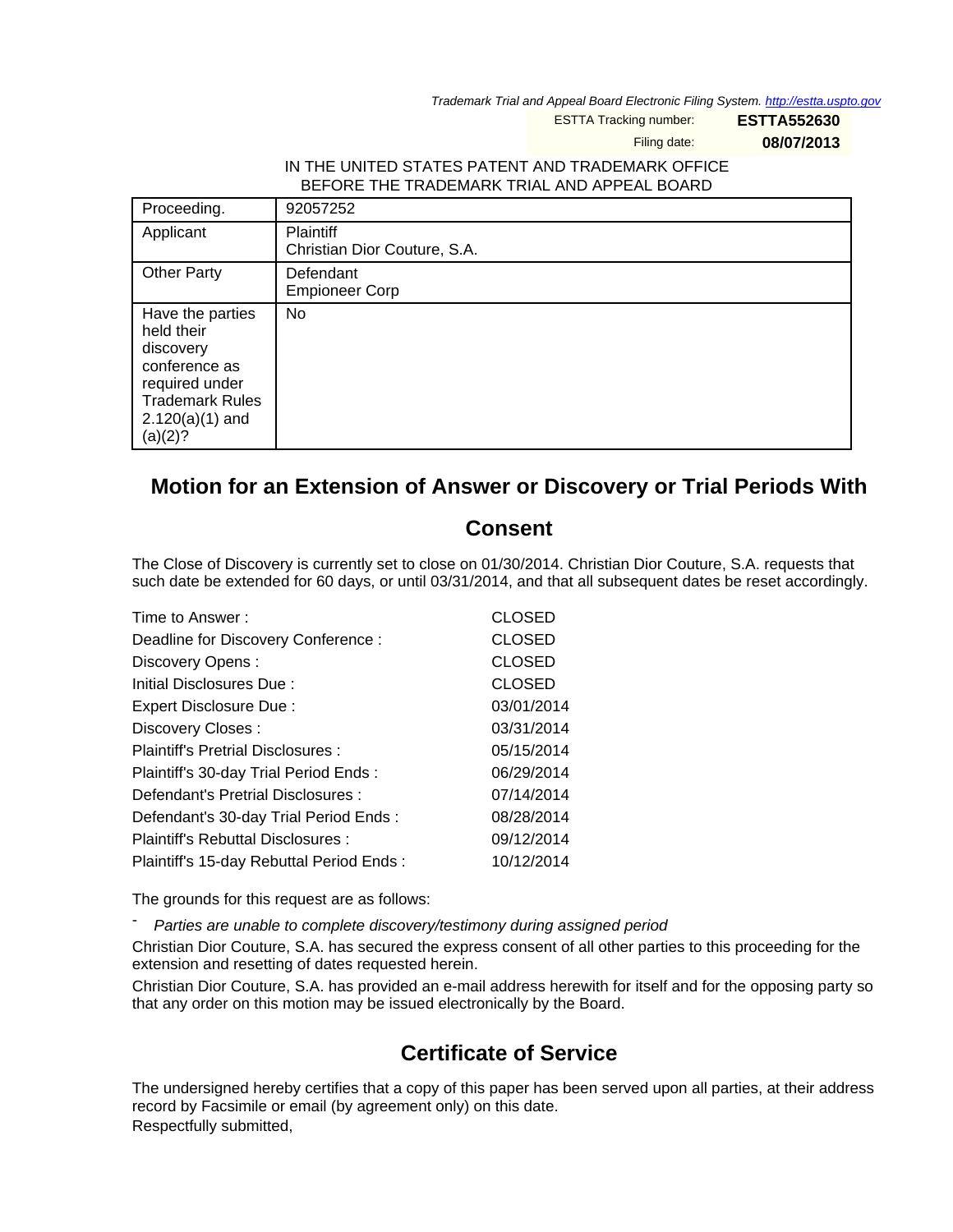Trademark Trial and Appeal Board Electronic Filing System. http://estta.uspto.gov

| ESTTA Tracking number: | **ESTTA552630** |
| --- | --- |
| Filing date: | **08/07/2013** |

IN THE UNITED STATES PATENT AND TRADEMARK OFFICE
BEFORE THE TRADEMARK TRIAL AND APPEAL BOARD

| Proceeding. | 92057252 |
| --- | --- |
| Applicant | Plaintiff<br>Christian Dior Couture, S.A. |
| Other Party | Defendant<br>Empioneer Corp |
| Have the parties held their discovery conference as required under Trademark Rules 2.120(a)(1) and (a)(2)? | No |

## Motion for an Extension of Answer or Discovery or Trial Periods With Consent

The Close of Discovery is currently set to close on 01/30/2014. Christian Dior Couture, S.A. requests that such date be extended for 60 days, or until 03/31/2014, and that all subsequent dates be reset accordingly.

| | |
| --- | --- |
| Time to Answer : | CLOSED |
| Deadline for Discovery Conference : | CLOSED |
| Discovery Opens : | CLOSED |
| Initial Disclosures Due : | CLOSED |
| Expert Disclosure Due : | 03/01/2014 |
| Discovery Closes : | 03/31/2014 |
| Plaintiff's Pretrial Disclosures : | 05/15/2014 |
| Plaintiff's 30-day Trial Period Ends : | 06/29/2014 |
| Defendant's Pretrial Disclosures : | 07/14/2014 |
| Defendant's 30-day Trial Period Ends : | 08/28/2014 |
| Plaintiff's Rebuttal Disclosures : | 09/12/2014 |
| Plaintiff's 15-day Rebuttal Period Ends : | 10/12/2014 |

The grounds for this request are as follows:

- *Parties are unable to complete discovery/testimony during assigned period*

Christian Dior Couture, S.A. has secured the express consent of all other parties to this proceeding for the extension and resetting of dates requested herein.

Christian Dior Couture, S.A. has provided an e-mail address herewith for itself and for the opposing party so that any order on this motion may be issued electronically by the Board.

## Certificate of Service

The undersigned hereby certifies that a copy of this paper has been served upon all parties, at their address record by Facsimile or email (by agreement only) on this date.

Respectfully submitted,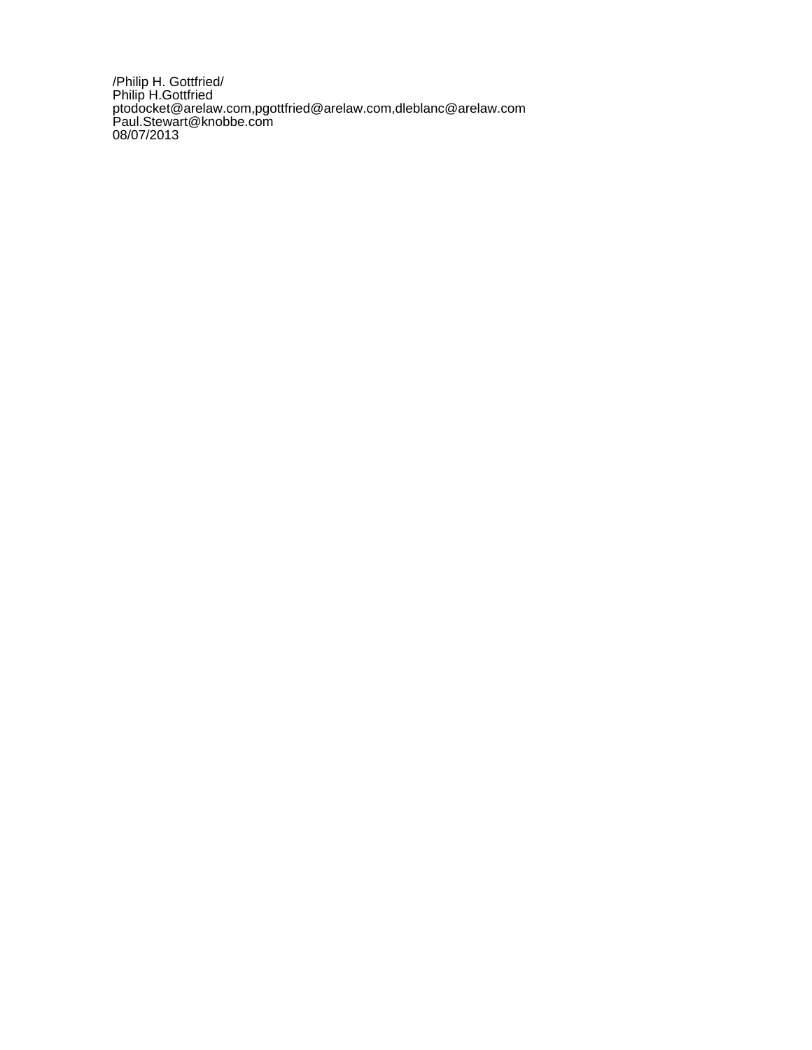/Philip H. Gottfried/
Philip H.Gottfried
ptodocket@arelaw.com,pgottfried@arelaw.com,dleblanc@arelaw.com
Paul.Stewart@knobbe.com
08/07/2013